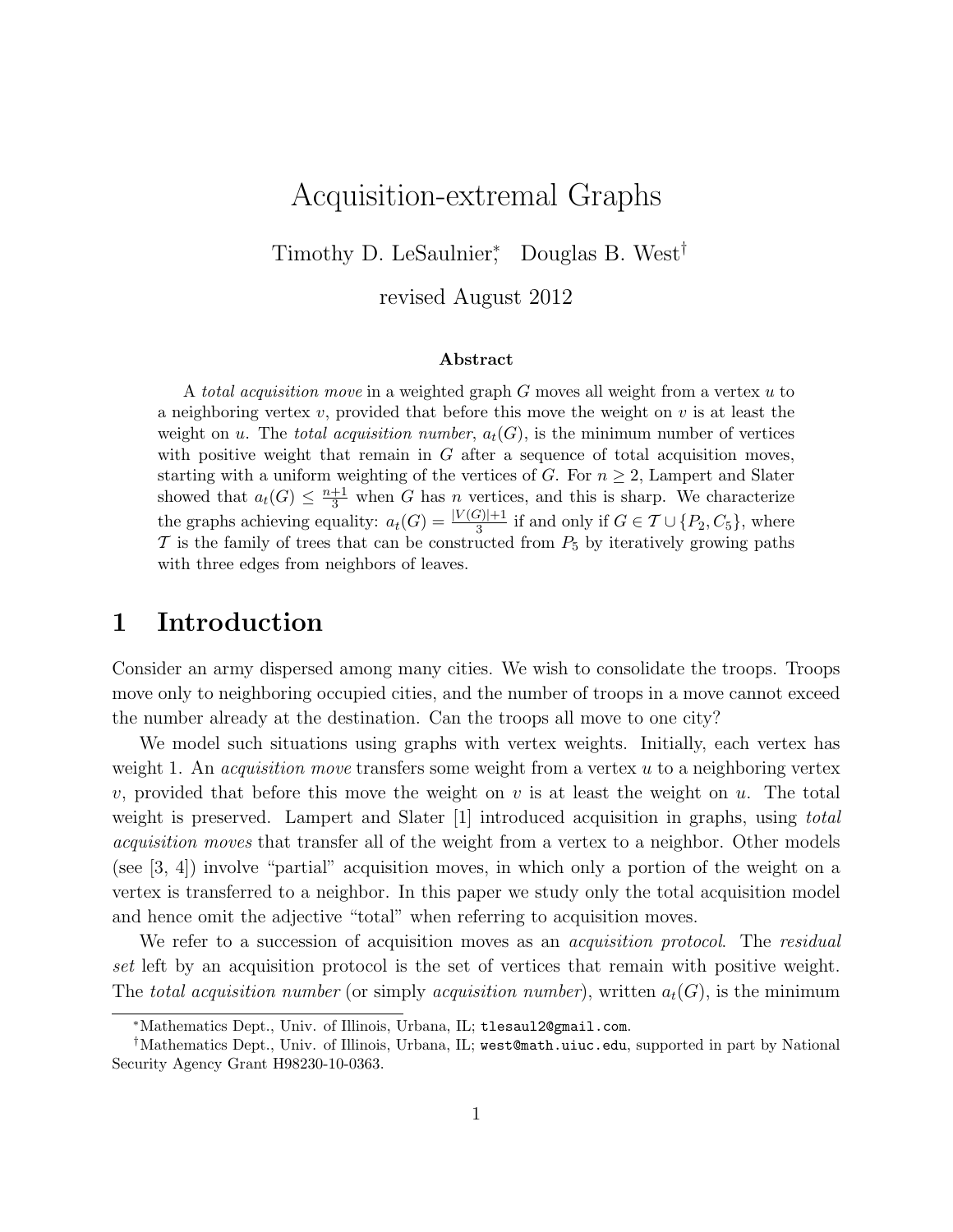# Acquisition-extremal Graphs

Timothy D. LeSaulnier[*], Douglas B. West[†]

revised August 2012

### Abstract

A *total acquisition move* in a weighted graph $G$ moves all weight from a vertex $u$ to a neighboring vertex $v$, provided that before this move the weight on $v$ is at least the weight on $u$. The *total acquisition number*, $a_t(G)$, is the minimum number of vertices with positive weight that remain in $G$ after a sequence of total acquisition moves, starting with a uniform weighting of the vertices of $G$. For $n \geq 2$, Lampert and Slater showed that $a_t(G) \leq \frac{n+1}{3}$ when $G$ has $n$ vertices, and this is sharp. We characterize the graphs achieving equality: $a_t(G) = \frac{|V(G)|+1}{3}$ if and only if $G \in \mathcal{T} \cup \{P_2, C_5\}$, where $\mathcal{T}$ is the family of trees that can be constructed from $P_5$ by iteratively growing paths with three edges from neighbors of leaves.

## 1 Introduction

Consider an army dispersed among many cities. We wish to consolidate the troops. Troops move only to neighboring occupied cities, and the number of troops in a move cannot exceed the number already at the destination. Can the troops all move to one city?

We model such situations using graphs with vertex weights. Initially, each vertex has weight 1. An *acquisition move* transfers some weight from a vertex $u$ to a neighboring vertex $v$, provided that before this move the weight on $v$ is at least the weight on $u$. The total weight is preserved. Lampert and Slater [1] introduced acquisition in graphs, using *total acquisition moves* that transfer all of the weight from a vertex to a neighbor. Other models (see [3, 4]) involve "partial" acquisition moves, in which only a portion of the weight on a vertex is transferred to a neighbor. In this paper we study only the total acquisition model and hence omit the adjective "total" when referring to acquisition moves.

We refer to a succession of acquisition moves as an *acquisition protocol*. The *residual set* left by an acquisition protocol is the set of vertices that remain with positive weight. The *total acquisition number* (or simply *acquisition number*), written $a_t(G)$, is the minimum

---

[*] Mathematics Dept., Univ. of Illinois, Urbana, IL; tlesaul2@gmail.com.

[†] Mathematics Dept., Univ. of Illinois, Urbana, IL; west@math.uiuc.edu, supported in part by National Security Agency Grant H98230-10-0363.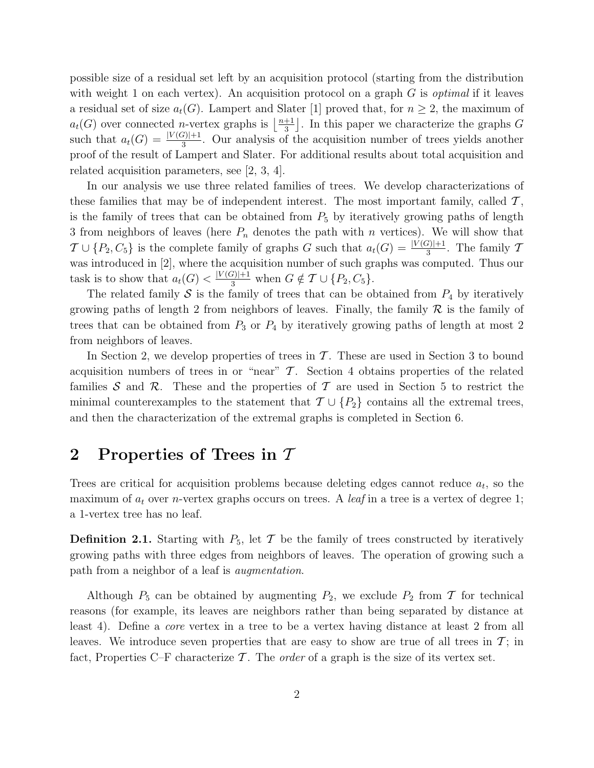possible size of a residual set left by an acquisition protocol (starting from the distribution with weight 1 on each vertex). An acquisition protocol on a graph $G$ is *optimal* if it leaves a residual set of size $a_t(G)$. Lampert and Slater [1] proved that, for $n \geq 2$, the maximum of $a_t(G)$ over connected $n$-vertex graphs is $\lfloor \frac{n+1}{3} \rfloor$. In this paper we characterize the graphs $G$ such that $a_t(G) = \frac{|V(G)|+1}{3}$. Our analysis of the acquisition number of trees yields another proof of the result of Lampert and Slater. For additional results about total acquisition and related acquisition parameters, see [2, 3, 4].

In our analysis we use three related families of trees. We develop characterizations of these families that may be of independent interest. The most important family, called $\mathcal{T}$, is the family of trees that can be obtained from $P_5$ by iteratively growing paths of length 3 from neighbors of leaves (here $P_n$ denotes the path with $n$ vertices). We will show that $\mathcal{T} \cup \{P_2, C_5\}$ is the complete family of graphs $G$ such that $a_t(G) = \frac{|V(G)|+1}{3}$. The family $\mathcal{T}$ was introduced in [2], where the acquisition number of such graphs was computed. Thus our task is to show that $a_t(G) < \frac{|V(G)|+1}{3}$ when $G \notin \mathcal{T} \cup \{P_2, C_5\}$.

The related family $\mathcal{S}$ is the family of trees that can be obtained from $P_4$ by iteratively growing paths of length 2 from neighbors of leaves. Finally, the family $\mathcal{R}$ is the family of trees that can be obtained from $P_3$ or $P_4$ by iteratively growing paths of length at most 2 from neighbors of leaves.

In Section 2, we develop properties of trees in $\mathcal{T}$. These are used in Section 3 to bound acquisition numbers of trees in or "near" $\mathcal{T}$. Section 4 obtains properties of the related families $\mathcal{S}$ and $\mathcal{R}$. These and the properties of $\mathcal{T}$ are used in Section 5 to restrict the minimal counterexamples to the statement that $\mathcal{T} \cup \{P_2\}$ contains all the extremal trees, and then the characterization of the extremal graphs is completed in Section 6.

## 2 Properties of Trees in $\mathcal{T}$

Trees are critical for acquisition problems because deleting edges cannot reduce $a_t$, so the maximum of $a_t$ over $n$-vertex graphs occurs on trees. A *leaf* in a tree is a vertex of degree 1; a 1-vertex tree has no leaf.

**Definition 2.1.** Starting with $P_5$, let $\mathcal{T}$ be the family of trees constructed by iteratively growing paths with three edges from neighbors of leaves. The operation of growing such a path from a neighbor of a leaf is *augmentation*.

Although $P_5$ can be obtained by augmenting $P_2$, we exclude $P_2$ from $\mathcal{T}$ for technical reasons (for example, its leaves are neighbors rather than being separated by distance at least 4). Define a *core* vertex in a tree to be a vertex having distance at least 2 from all leaves. We introduce seven properties that are easy to show are true of all trees in $\mathcal{T}$; in fact, Properties C–F characterize $\mathcal{T}$. The *order* of a graph is the size of its vertex set.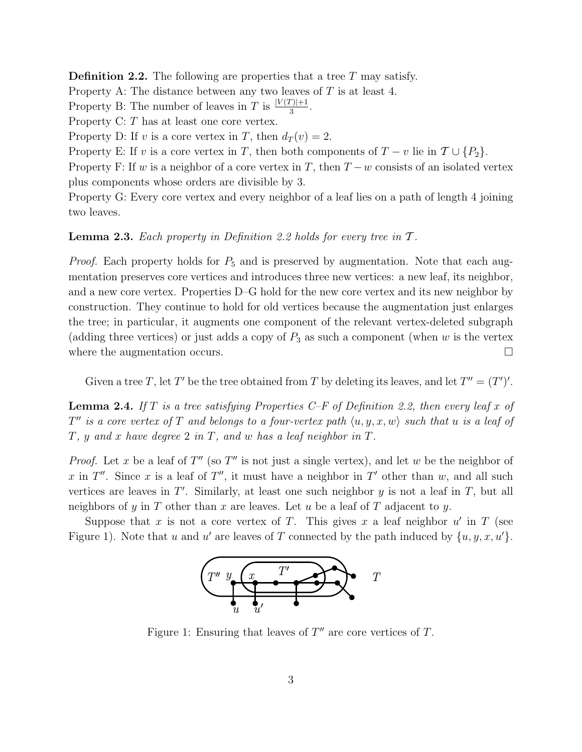**Definition 2.2.** The following are properties that a tree $T$ may satisfy.
Property A: The distance between any two leaves of $T$ is at least 4.
Property B: The number of leaves in $T$ is $\frac{|V(T)|+1}{3}$.
Property C: $T$ has at least one core vertex.
Property D: If $v$ is a core vertex in $T$, then $d_T(v) = 2$.
Property E: If $v$ is a core vertex in $T$, then both components of $T - v$ lie in $\mathcal{T} \cup \{P_2\}$.
Property F: If $w$ is a neighbor of a core vertex in $T$, then $T - w$ consists of an isolated vertex plus components whose orders are divisible by 3.
Property G: Every core vertex and every neighbor of a leaf lies on a path of length 4 joining two leaves.

**Lemma 2.3.** *Each property in Definition 2.2 holds for every tree in $\mathcal{T}$.*

*Proof.* Each property holds for $P_5$ and is preserved by augmentation. Note that each augmentation preserves core vertices and introduces three new vertices: a new leaf, its neighbor, and a new core vertex. Properties D–G hold for the new core vertex and its new neighbor by construction. They continue to hold for old vertices because the augmentation just enlarges the tree; in particular, it augments one component of the relevant vertex-deleted subgraph (adding three vertices) or just adds a copy of $P_3$ as such a component (when $w$ is the vertex where the augmentation occurs. □

Given a tree $T$, let $T'$ be the tree obtained from $T$ by deleting its leaves, and let $T'' = (T')'$.

**Lemma 2.4.** *If $T$ is a tree satisfying Properties C–F of Definition 2.2, then every leaf $x$ of $T''$ is a core vertex of $T$ and belongs to a four-vertex path $\langle u, y, x, w \rangle$ such that $u$ is a leaf of $T$, $y$ and $x$ have degree 2 in $T$, and $w$ has a leaf neighbor in $T$.*

*Proof.* Let $x$ be a leaf of $T''$ (so $T''$ is not just a single vertex), and let $w$ be the neighbor of $x$ in $T''$. Since $x$ is a leaf of $T''$, it must have a neighbor in $T'$ other than $w$, and all such vertices are leaves in $T'$. Similarly, at least one such neighbor $y$ is not a leaf in $T$, but all neighbors of $y$ in $T$ other than $x$ are leaves. Let $u$ be a leaf of $T$ adjacent to $y$.

Suppose that $x$ is not a core vertex of $T$. This gives $x$ a leaf neighbor $u'$ in $T$ (see Figure 1). Note that $u$ and $u'$ are leaves of $T$ connected by the path induced by $\{u, y, x, u'\}$.

Figure 1: Ensuring that leaves of $T''$ are core vertices of $T$.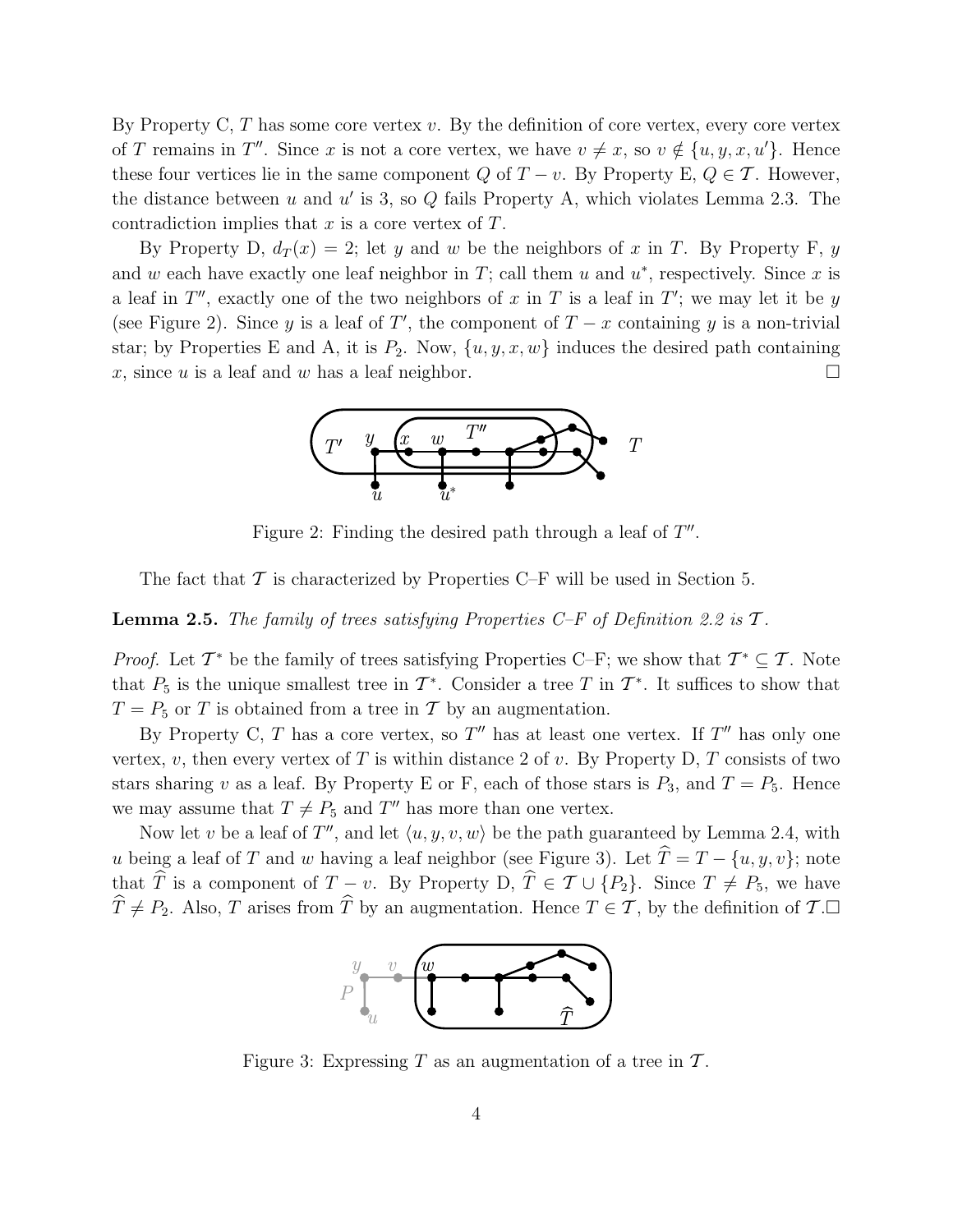By Property C, $T$ has some core vertex $v$. By the definition of core vertex, every core vertex of $T$ remains in $T''$. Since $x$ is not a core vertex, we have $v \neq x$, so $v \notin \{u, y, x, u'\}$. Hence these four vertices lie in the same component $Q$ of $T - v$. By Property E, $Q \in \mathcal{T}$. However, the distance between $u$ and $u'$ is 3, so $Q$ fails Property A, which violates Lemma 2.3. The contradiction implies that $x$ is a core vertex of $T$.

By Property D, $d_T(x) = 2$; let $y$ and $w$ be the neighbors of $x$ in $T$. By Property F, $y$ and $w$ each have exactly one leaf neighbor in $T$; call them $u$ and $u^*$, respectively. Since $x$ is a leaf in $T''$, exactly one of the two neighbors of $x$ in $T$ is a leaf in $T'$; we may let it be $y$ (see Figure 2). Since $y$ is a leaf of $T'$, the component of $T - x$ containing $y$ is a non-trivial star; by Properties E and A, it is $P_2$. Now, $\{u, y, x, w\}$ induces the desired path containing $x$, since $u$ is a leaf and $w$ has a leaf neighbor. □

Figure 2: Finding the desired path through a leaf of $T''$.

The fact that $\mathcal{T}$ is characterized by Properties C–F will be used in Section 5.

**Lemma 2.5.** *The family of trees satisfying Properties C–F of Definition 2.2 is $\mathcal{T}$.*

*Proof.* Let $\mathcal{T}^*$ be the family of trees satisfying Properties C–F; we show that $\mathcal{T}^* \subseteq \mathcal{T}$. Note that $P_5$ is the unique smallest tree in $\mathcal{T}^*$. Consider a tree $T$ in $\mathcal{T}^*$. It suffices to show that $T = P_5$ or $T$ is obtained from a tree in $\mathcal{T}$ by an augmentation.

By Property C, $T$ has a core vertex, so $T''$ has at least one vertex. If $T''$ has only one vertex, $v$, then every vertex of $T$ is within distance 2 of $v$. By Property D, $T$ consists of two stars sharing $v$ as a leaf. By Property E or F, each of those stars is $P_3$, and $T = P_5$. Hence we may assume that $T \neq P_5$ and $T''$ has more than one vertex.

Now let $v$ be a leaf of $T''$, and let $\langle u, y, v, w\rangle$ be the path guaranteed by Lemma 2.4, with $u$ being a leaf of $T$ and $w$ having a leaf neighbor (see Figure 3). Let $\widehat{T} = T - \{u, y, v\}$; note that $\widehat{T}$ is a component of $T - v$. By Property D, $\widehat{T} \in \mathcal{T} \cup \{P_2\}$. Since $T \neq P_5$, we have $\widehat{T} \neq P_2$. Also, $T$ arises from $\widehat{T}$ by an augmentation. Hence $T \in \mathcal{T}$, by the definition of $\mathcal{T}$. □

Figure 3: Expressing $T$ as an augmentation of a tree in $\mathcal{T}$.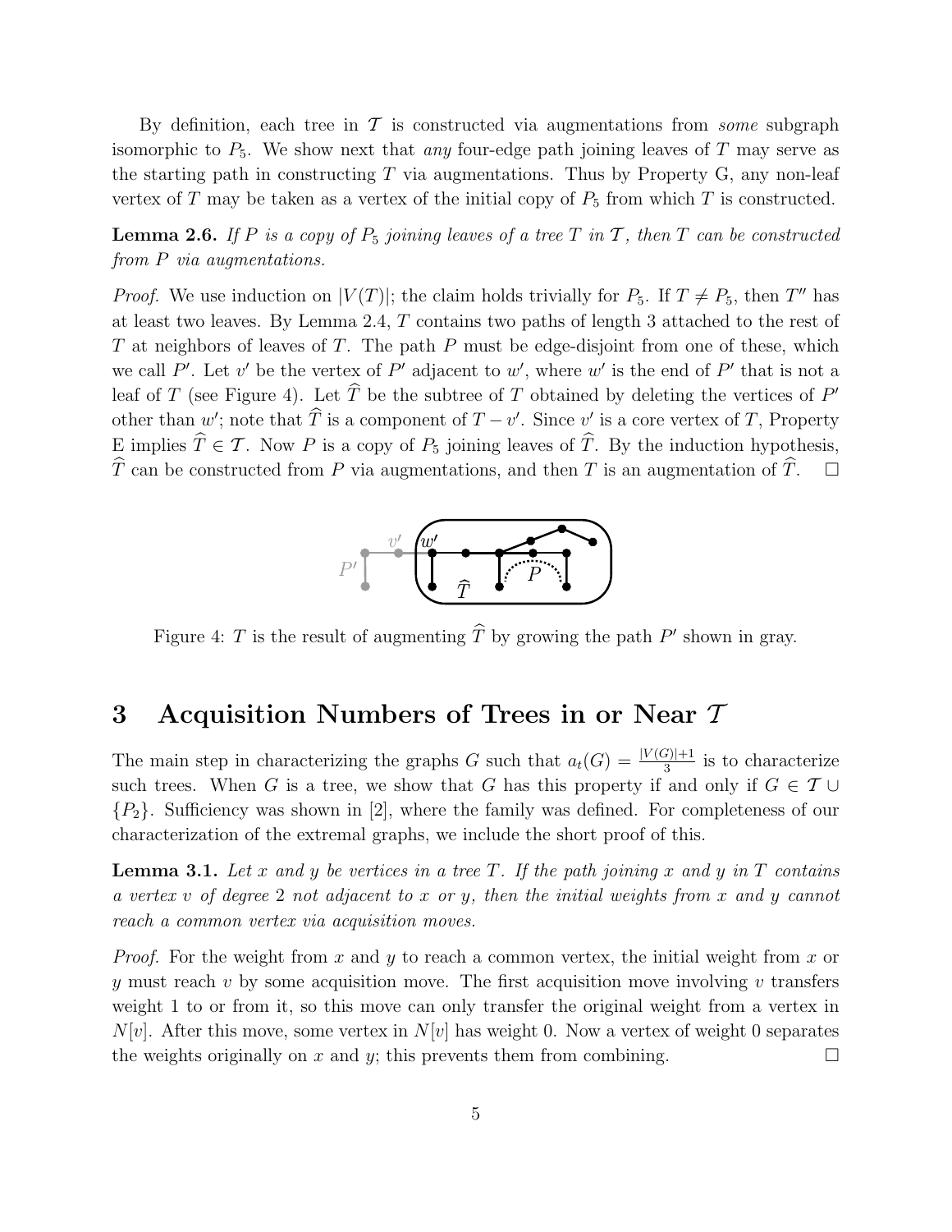By definition, each tree in $\mathcal{T}$ is constructed via augmentations from *some* subgraph isomorphic to $P_5$. We show next that *any* four-edge path joining leaves of $T$ may serve as the starting path in constructing $T$ via augmentations. Thus by Property G, any non-leaf vertex of $T$ may be taken as a vertex of the initial copy of $P_5$ from which $T$ is constructed.

**Lemma 2.6.** *If $P$ is a copy of $P_5$ joining leaves of a tree $T$ in $\mathcal{T}$, then $T$ can be constructed from $P$ via augmentations.*

*Proof.* We use induction on $|V(T)|$; the claim holds trivially for $P_5$. If $T \neq P_5$, then $T''$ has at least two leaves. By Lemma 2.4, $T$ contains two paths of length 3 attached to the rest of $T$ at neighbors of leaves of $T$. The path $P$ must be edge-disjoint from one of these, which we call $P'$. Let $v'$ be the vertex of $P'$ adjacent to $w'$, where $w'$ is the end of $P'$ that is not a leaf of $T$ (see Figure 4). Let $\widehat{T}$ be the subtree of $T$ obtained by deleting the vertices of $P'$ other than $w'$; note that $\widehat{T}$ is a component of $T - v'$. Since $v'$ is a core vertex of $T$, Property E implies $\widehat{T} \in \mathcal{T}$. Now $P$ is a copy of $P_5$ joining leaves of $\widehat{T}$. By the induction hypothesis, $\widehat{T}$ can be constructed from $P$ via augmentations, and then $T$ is an augmentation of $\widehat{T}$. $\square$

Figure 4: $T$ is the result of augmenting $\widehat{T}$ by growing the path $P'$ shown in gray.

## 3 Acquisition Numbers of Trees in or Near $\mathcal{T}$

The main step in characterizing the graphs $G$ such that $a_t(G) = \frac{|V(G)|+1}{3}$ is to characterize such trees. When $G$ is a tree, we show that $G$ has this property if and only if $G \in \mathcal{T} \cup \{P_2\}$. Sufficiency was shown in [2], where the family was defined. For completeness of our characterization of the extremal graphs, we include the short proof of this.

**Lemma 3.1.** *Let $x$ and $y$ be vertices in a tree $T$. If the path joining $x$ and $y$ in $T$ contains a vertex $v$ of degree 2 not adjacent to $x$ or $y$, then the initial weights from $x$ and $y$ cannot reach a common vertex via acquisition moves.*

*Proof.* For the weight from $x$ and $y$ to reach a common vertex, the initial weight from $x$ or $y$ must reach $v$ by some acquisition move. The first acquisition move involving $v$ transfers weight 1 to or from it, so this move can only transfer the original weight from a vertex in $N[v]$. After this move, some vertex in $N[v]$ has weight 0. Now a vertex of weight 0 separates the weights originally on $x$ and $y$; this prevents them from combining. $\square$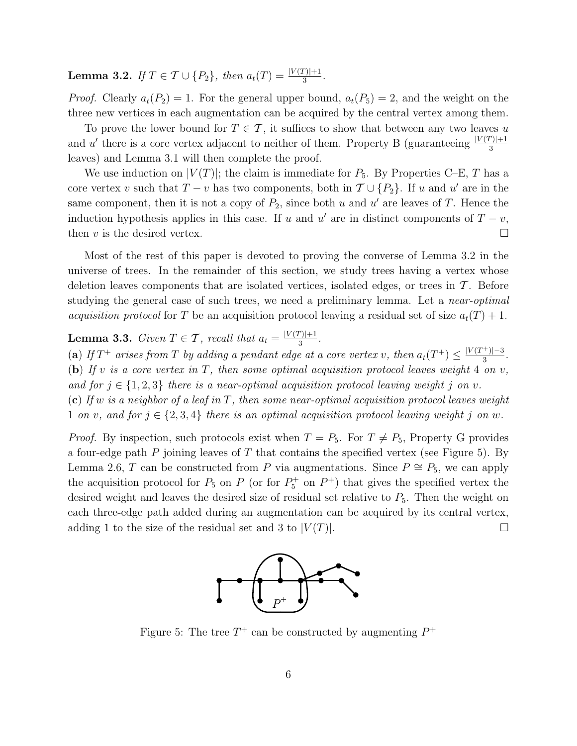**Lemma 3.2.** *If $T \in \mathcal{T} \cup \{P_2\}$, then $a_t(T) = \frac{|V(T)|+1}{3}$.*

*Proof.* Clearly $a_t(P_2) = 1$. For the general upper bound, $a_t(P_5) = 2$, and the weight on the three new vertices in each augmentation can be acquired by the central vertex among them.

To prove the lower bound for $T \in \mathcal{T}$, it suffices to show that between any two leaves $u$ and $u'$ there is a core vertex adjacent to neither of them. Property B (guaranteeing $\frac{|V(T)|+1}{3}$ leaves) and Lemma 3.1 will then complete the proof.

We use induction on $|V(T)|$; the claim is immediate for $P_5$. By Properties C–E, $T$ has a core vertex $v$ such that $T - v$ has two components, both in $\mathcal{T} \cup \{P_2\}$. If $u$ and $u'$ are in the same component, then it is not a copy of $P_2$, since both $u$ and $u'$ are leaves of $T$. Hence the induction hypothesis applies in this case. If $u$ and $u'$ are in distinct components of $T - v$, then $v$ is the desired vertex. $\square$

Most of the rest of this paper is devoted to proving the converse of Lemma 3.2 in the universe of trees. In the remainder of this section, we study trees having a vertex whose deletion leaves components that are isolated vertices, isolated edges, or trees in $\mathcal{T}$. Before studying the general case of such trees, we need a preliminary lemma. Let a *near-optimal acquisition protocol* for $T$ be an acquisition protocol leaving a residual set of size $a_t(T) + 1$.

**Lemma 3.3.** *Given $T \in \mathcal{T}$, recall that $a_t = \frac{|V(T)|+1}{3}$.*
(**a**) *If $T^+$ arises from $T$ by adding a pendant edge at a core vertex $v$, then $a_t(T^+) \leq \frac{|V(T^+)|-3}{3}$.*
(**b**) *If $v$ is a core vertex in $T$, then some optimal acquisition protocol leaves weight 4 on $v$, and for $j \in \{1, 2, 3\}$ there is a near-optimal acquisition protocol leaving weight $j$ on $v$.*
(**c**) *If $w$ is a neighbor of a leaf in $T$, then some near-optimal acquisition protocol leaves weight 1 on $v$, and for $j \in \{2, 3, 4\}$ there is an optimal acquisition protocol leaving weight $j$ on $w$.*

*Proof.* By inspection, such protocols exist when $T = P_5$. For $T \neq P_5$, Property G provides a four-edge path $P$ joining leaves of $T$ that contains the specified vertex (see Figure 5). By Lemma 2.6, $T$ can be constructed from $P$ via augmentations. Since $P \cong P_5$, we can apply the acquisition protocol for $P_5$ on $P$ (or for $P_5^+$ on $P^+$) that gives the specified vertex the desired weight and leaves the desired size of residual set relative to $P_5$. Then the weight on each three-edge path added during an augmentation can be acquired by its central vertex, adding 1 to the size of the residual set and 3 to $|V(T)|$. $\square$

Figure 5: The tree $T^+$ can be constructed by augmenting $P^+$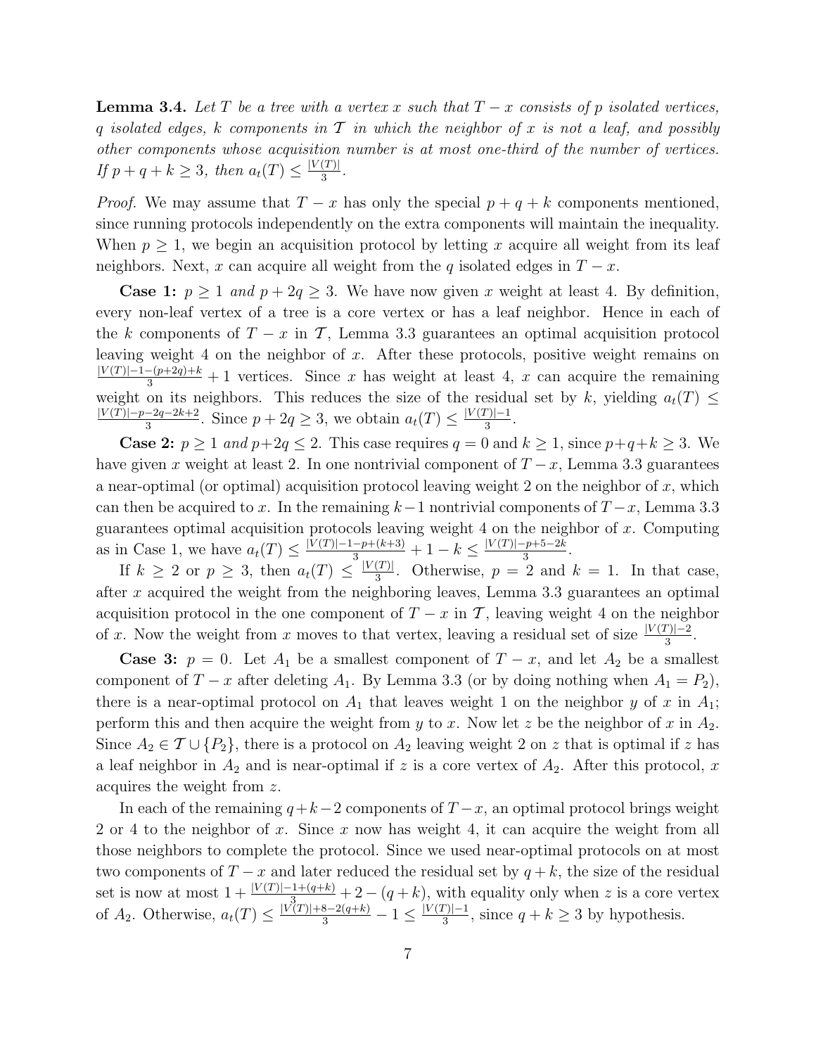**Lemma 3.4.** *Let $T$ be a tree with a vertex $x$ such that $T - x$ consists of $p$ isolated vertices, $q$ isolated edges, $k$ components in $\mathcal{T}$ in which the neighbor of $x$ is not a leaf, and possibly other components whose acquisition number is at most one-third of the number of vertices. If $p + q + k \geq 3$, then $a_t(T) \leq \frac{|V(T)|}{3}$.*

*Proof.* We may assume that $T - x$ has only the special $p + q + k$ components mentioned, since running protocols independently on the extra components will maintain the inequality. When $p \geq 1$, we begin an acquisition protocol by letting $x$ acquire all weight from its leaf neighbors. Next, $x$ can acquire all weight from the $q$ isolated edges in $T - x$.

**Case 1:** *$p \geq 1$ and $p + 2q \geq 3$.* We have now given $x$ weight at least 4. By definition, every non-leaf vertex of a tree is a core vertex or has a leaf neighbor. Hence in each of the $k$ components of $T - x$ in $\mathcal{T}$, Lemma 3.3 guarantees an optimal acquisition protocol leaving weight 4 on the neighbor of $x$. After these protocols, positive weight remains on $\frac{|V(T)|-1-(p+2q)+k}{3} + 1$ vertices. Since $x$ has weight at least 4, $x$ can acquire the remaining weight on its neighbors. This reduces the size of the residual set by $k$, yielding $a_t(T) \leq \frac{|V(T)|-p-2q-2k+2}{3}$. Since $p + 2q \geq 3$, we obtain $a_t(T) \leq \frac{|V(T)|-1}{3}$.

**Case 2:** *$p \geq 1$ and $p+2q \leq 2$.* This case requires $q = 0$ and $k \geq 1$, since $p+q+k \geq 3$. We have given $x$ weight at least 2. In one nontrivial component of $T - x$, Lemma 3.3 guarantees a near-optimal (or optimal) acquisition protocol leaving weight 2 on the neighbor of $x$, which can then be acquired to $x$. In the remaining $k-1$ nontrivial components of $T-x$, Lemma 3.3 guarantees optimal acquisition protocols leaving weight 4 on the neighbor of $x$. Computing as in Case 1, we have $a_t(T) \leq \frac{|V(T)|-1-p+(k+3)}{3} + 1 - k \leq \frac{|V(T)|-p+5-2k}{3}$.

If $k \geq 2$ or $p \geq 3$, then $a_t(T) \leq \frac{|V(T)|}{3}$. Otherwise, $p = 2$ and $k = 1$. In that case, after $x$ acquired the weight from the neighboring leaves, Lemma 3.3 guarantees an optimal acquisition protocol in the one component of $T - x$ in $\mathcal{T}$, leaving weight 4 on the neighbor of $x$. Now the weight from $x$ moves to that vertex, leaving a residual set of size $\frac{|V(T)|-2}{3}$.

**Case 3:** *$p = 0$.* Let $A_1$ be a smallest component of $T - x$, and let $A_2$ be a smallest component of $T - x$ after deleting $A_1$. By Lemma 3.3 (or by doing nothing when $A_1 = P_2$), there is a near-optimal protocol on $A_1$ that leaves weight 1 on the neighbor $y$ of $x$ in $A_1$; perform this and then acquire the weight from $y$ to $x$. Now let $z$ be the neighbor of $x$ in $A_2$. Since $A_2 \in \mathcal{T} \cup \{P_2\}$, there is a protocol on $A_2$ leaving weight 2 on $z$ that is optimal if $z$ has a leaf neighbor in $A_2$ and is near-optimal if $z$ is a core vertex of $A_2$. After this protocol, $x$ acquires the weight from $z$.

In each of the remaining $q+k-2$ components of $T-x$, an optimal protocol brings weight 2 or 4 to the neighbor of $x$. Since $x$ now has weight 4, it can acquire the weight from all those neighbors to complete the protocol. Since we used near-optimal protocols on at most two components of $T - x$ and later reduced the residual set by $q + k$, the size of the residual set is now at most $1 + \frac{|V(T)|-1+(q+k)}{3} + 2 - (q + k)$, with equality only when $z$ is a core vertex of $A_2$. Otherwise, $a_t(T) \leq \frac{|V(T)|+8-2(q+k)}{3} - 1 \leq \frac{|V(T)|-1}{3}$, since $q + k \geq 3$ by hypothesis.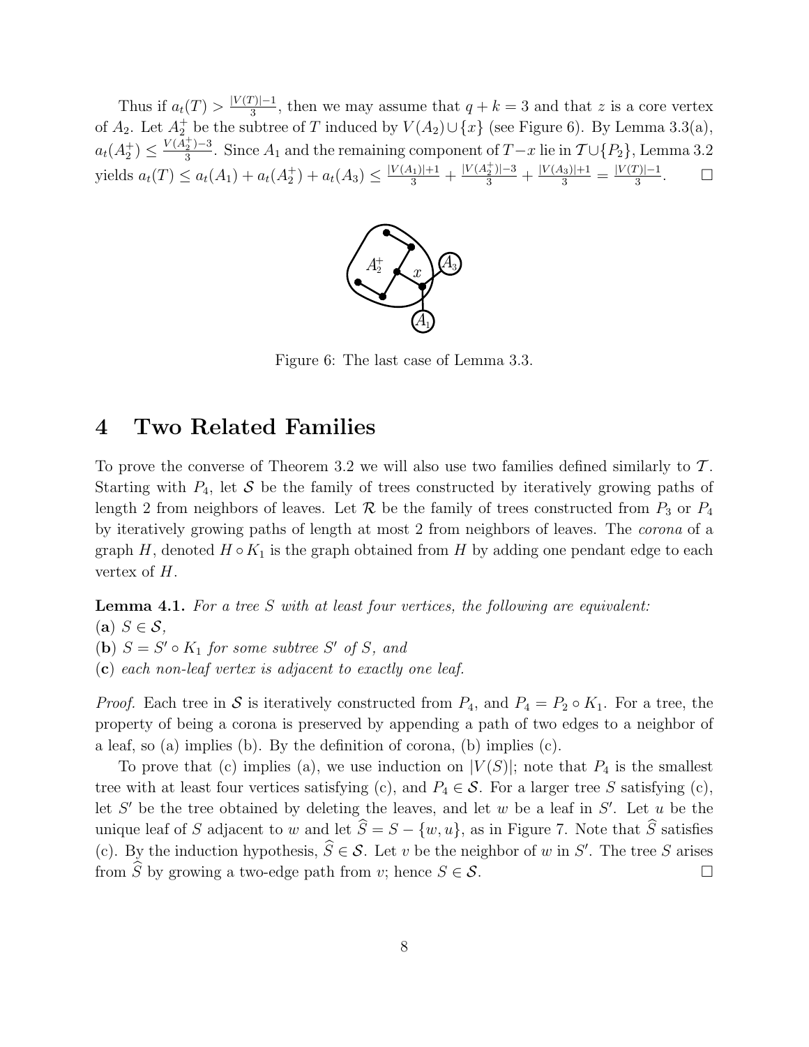Thus if $a_t(T) > \frac{|V(T)|-1}{3}$, then we may assume that $q + k = 3$ and that $z$ is a core vertex of $A_2$. Let $A_2^+$ be the subtree of $T$ induced by $V(A_2) \cup \{x\}$ (see Figure 6). By Lemma 3.3(a), $a_t(A_2^+) \le \frac{V(A_2^+)-3}{3}$. Since $A_1$ and the remaining component of $T - x$ lie in $\mathcal{T} \cup \{P_2\}$, Lemma 3.2 yields $a_t(T) \le a_t(A_1) + a_t(A_2^+) + a_t(A_3) \le \frac{|V(A_1)|+1}{3} + \frac{|V(A_2^+)|-3}{3} + \frac{|V(A_3)|+1}{3} = \frac{|V(T)|-1}{3}$. □

Figure 6: The last case of Lemma 3.3.

# 4 Two Related Families

To prove the converse of Theorem 3.2 we will also use two families defined similarly to $\mathcal{T}$. Starting with $P_4$, let $\mathcal{S}$ be the family of trees constructed by iteratively growing paths of length 2 from neighbors of leaves. Let $\mathcal{R}$ be the family of trees constructed from $P_3$ or $P_4$ by iteratively growing paths of length at most 2 from neighbors of leaves. The *corona* of a graph $H$, denoted $H \circ K_1$ is the graph obtained from $H$ by adding one pendant edge to each vertex of $H$.

**Lemma 4.1.** *For a tree $S$ with at least four vertices, the following are equivalent:*
**(a)** $S \in \mathcal{S}$,
**(b)** $S = S' \circ K_1$ *for some subtree $S'$ of $S$, and*
**(c)** *each non-leaf vertex is adjacent to exactly one leaf.*

*Proof.* Each tree in $\mathcal{S}$ is iteratively constructed from $P_4$, and $P_4 = P_2 \circ K_1$. For a tree, the property of being a corona is preserved by appending a path of two edges to a neighbor of a leaf, so (a) implies (b). By the definition of corona, (b) implies (c).

To prove that (c) implies (a), we use induction on $|V(S)|$; note that $P_4$ is the smallest tree with at least four vertices satisfying (c), and $P_4 \in \mathcal{S}$. For a larger tree $S$ satisfying (c), let $S'$ be the tree obtained by deleting the leaves, and let $w$ be a leaf in $S'$. Let $u$ be the unique leaf of $S$ adjacent to $w$ and let $\widehat{S} = S - \{w, u\}$, as in Figure 7. Note that $\widehat{S}$ satisfies (c). By the induction hypothesis, $\widehat{S} \in \mathcal{S}$. Let $v$ be the neighbor of $w$ in $S'$. The tree $S$ arises from $\widehat{S}$ by growing a two-edge path from $v$; hence $S \in \mathcal{S}$. □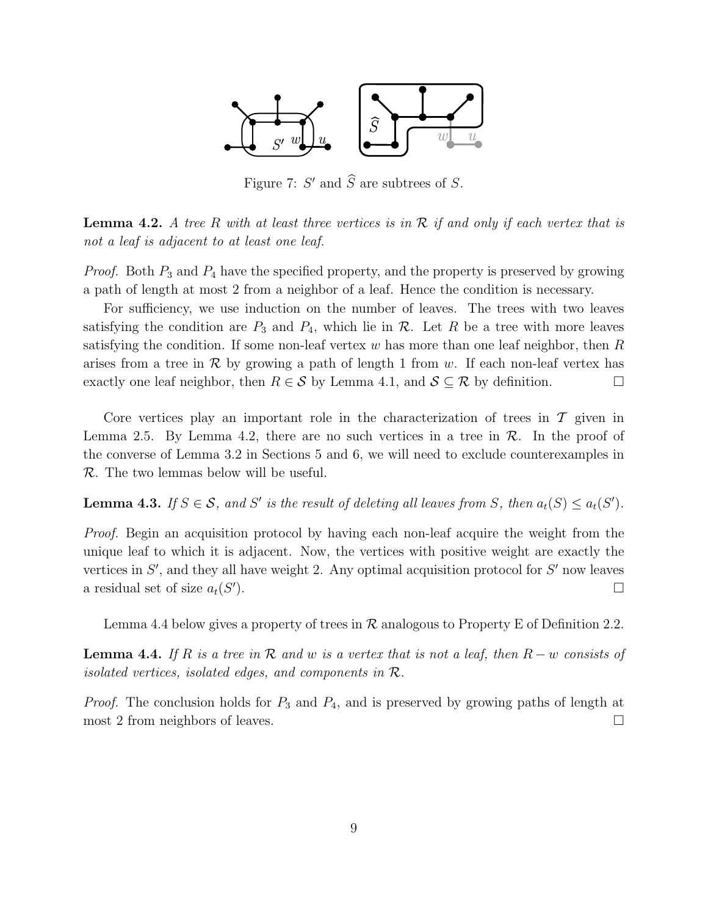Figure 7: $S'$ and $\widehat{S}$ are subtrees of $S$.

**Lemma 4.2.** *A tree $R$ with at least three vertices is in $\mathcal{R}$ if and only if each vertex that is not a leaf is adjacent to at least one leaf.*

*Proof.* Both $P_3$ and $P_4$ have the specified property, and the property is preserved by growing a path of length at most 2 from a neighbor of a leaf. Hence the condition is necessary.

For sufficiency, we use induction on the number of leaves. The trees with two leaves satisfying the condition are $P_3$ and $P_4$, which lie in $\mathcal{R}$. Let $R$ be a tree with more leaves satisfying the condition. If some non-leaf vertex $w$ has more than one leaf neighbor, then $R$ arises from a tree in $\mathcal{R}$ by growing a path of length 1 from $w$. If each non-leaf vertex has exactly one leaf neighbor, then $R \in \mathcal{S}$ by Lemma 4.1, and $\mathcal{S} \subseteq \mathcal{R}$ by definition. □

Core vertices play an important role in the characterization of trees in $\mathcal{T}$ given in Lemma 2.5. By Lemma 4.2, there are no such vertices in a tree in $\mathcal{R}$. In the proof of the converse of Lemma 3.2 in Sections 5 and 6, we will need to exclude counterexamples in $\mathcal{R}$. The two lemmas below will be useful.

**Lemma 4.3.** *If $S \in \mathcal{S}$, and $S'$ is the result of deleting all leaves from $S$, then $a_t(S) \leq a_t(S')$.*

*Proof.* Begin an acquisition protocol by having each non-leaf acquire the weight from the unique leaf to which it is adjacent. Now, the vertices with positive weight are exactly the vertices in $S'$, and they all have weight 2. Any optimal acquisition protocol for $S'$ now leaves a residual set of size $a_t(S')$. □

Lemma 4.4 below gives a property of trees in $\mathcal{R}$ analogous to Property E of Definition 2.2.

**Lemma 4.4.** *If $R$ is a tree in $\mathcal{R}$ and $w$ is a vertex that is not a leaf, then $R - w$ consists of isolated vertices, isolated edges, and components in $\mathcal{R}$.*

*Proof.* The conclusion holds for $P_3$ and $P_4$, and is preserved by growing paths of length at most 2 from neighbors of leaves. □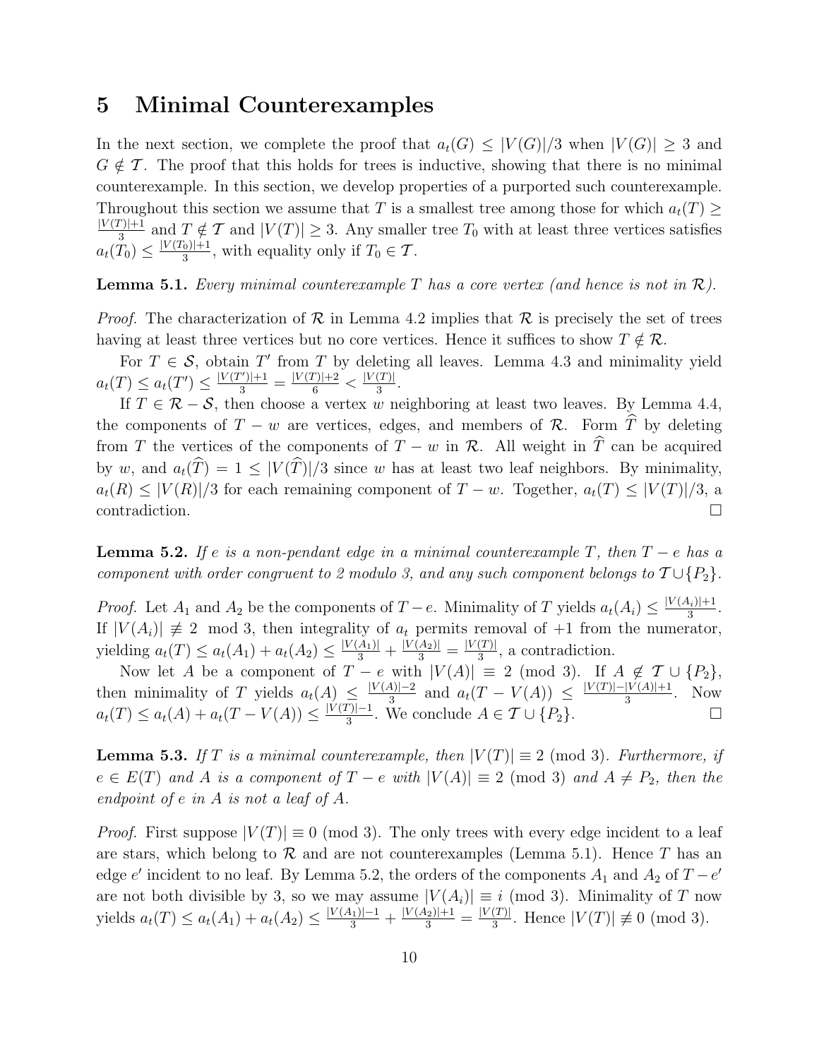## 5 Minimal Counterexamples

In the next section, we complete the proof that $a_t(G) \le |V(G)|/3$ when $|V(G)| \ge 3$ and $G \notin \mathcal{T}$. The proof that this holds for trees is inductive, showing that there is no minimal counterexample. In this section, we develop properties of a purported such counterexample. Throughout this section we assume that $T$ is a smallest tree among those for which $a_t(T) \ge \frac{|V(T)|+1}{3}$ and $T \notin \mathcal{T}$ and $|V(T)| \ge 3$. Any smaller tree $T_0$ with at least three vertices satisfies $a_t(T_0) \le \frac{|V(T_0)|+1}{3}$, with equality only if $T_0 \in \mathcal{T}$.

**Lemma 5.1.** *Every minimal counterexample $T$ has a core vertex (and hence is not in $\mathcal{R}$).*

*Proof.* The characterization of $\mathcal{R}$ in Lemma 4.2 implies that $\mathcal{R}$ is precisely the set of trees having at least three vertices but no core vertices. Hence it suffices to show $T \notin \mathcal{R}$.

For $T \in \mathcal{S}$, obtain $T'$ from $T$ by deleting all leaves. Lemma 4.3 and minimality yield $a_t(T) \le a_t(T') \le \frac{|V(T')|+1}{3} = \frac{|V(T)|+2}{6} < \frac{|V(T)|}{3}$.

If $T \in \mathcal{R} - \mathcal{S}$, then choose a vertex $w$ neighboring at least two leaves. By Lemma 4.4, the components of $T - w$ are vertices, edges, and members of $\mathcal{R}$. Form $\widehat{T}$ by deleting from $T$ the vertices of the components of $T - w$ in $\mathcal{R}$. All weight in $\widehat{T}$ can be acquired by $w$, and $a_t(\widehat{T}) = 1 \le |V(\widehat{T})|/3$ since $w$ has at least two leaf neighbors. By minimality, $a_t(R) \le |V(R)|/3$ for each remaining component of $T - w$. Together, $a_t(T) \le |V(T)|/3$, a contradiction. $\square$

**Lemma 5.2.** *If $e$ is a non-pendant edge in a minimal counterexample $T$, then $T - e$ has a component with order congruent to 2 modulo 3, and any such component belongs to $\mathcal{T} \cup \{P_2\}$.*

*Proof.* Let $A_1$ and $A_2$ be the components of $T - e$. Minimality of $T$ yields $a_t(A_i) \le \frac{|V(A_i)|+1}{3}$. If $|V(A_i)| \not\equiv 2 \mod 3$, then integrality of $a_t$ permits removal of $+1$ from the numerator, yielding $a_t(T) \le a_t(A_1) + a_t(A_2) \le \frac{|V(A_1)|}{3} + \frac{|V(A_2)|}{3} = \frac{|V(T)|}{3}$, a contradiction.

Now let $A$ be a component of $T - e$ with $|V(A)| \equiv 2 \pmod 3$. If $A \notin \mathcal{T} \cup \{P_2\}$, then minimality of $T$ yields $a_t(A) \le \frac{|V(A)|-2}{3}$ and $a_t(T - V(A)) \le \frac{|V(T)|-|V(A)|+1}{3}$. Now $a_t(T) \le a_t(A) + a_t(T - V(A)) \le \frac{|V(T)|-1}{3}$. We conclude $A \in \mathcal{T} \cup \{P_2\}$. $\square$

**Lemma 5.3.** *If $T$ is a minimal counterexample, then $|V(T)| \equiv 2 \pmod 3$. Furthermore, if $e \in E(T)$ and $A$ is a component of $T - e$ with $|V(A)| \equiv 2 \pmod 3$ and $A \ne P_2$, then the endpoint of $e$ in $A$ is not a leaf of $A$.*

*Proof.* First suppose $|V(T)| \equiv 0 \pmod 3$. The only trees with every edge incident to a leaf are stars, which belong to $\mathcal{R}$ and are not counterexamples (Lemma 5.1). Hence $T$ has an edge $e'$ incident to no leaf. By Lemma 5.2, the orders of the components $A_1$ and $A_2$ of $T - e'$ are not both divisible by 3, so we may assume $|V(A_i)| \equiv i \pmod 3$. Minimality of $T$ now yields $a_t(T) \le a_t(A_1) + a_t(A_2) \le \frac{|V(A_1)|-1}{3} + \frac{|V(A_2)|+1}{3} = \frac{|V(T)|}{3}$. Hence $|V(T)| \not\equiv 0 \pmod 3$.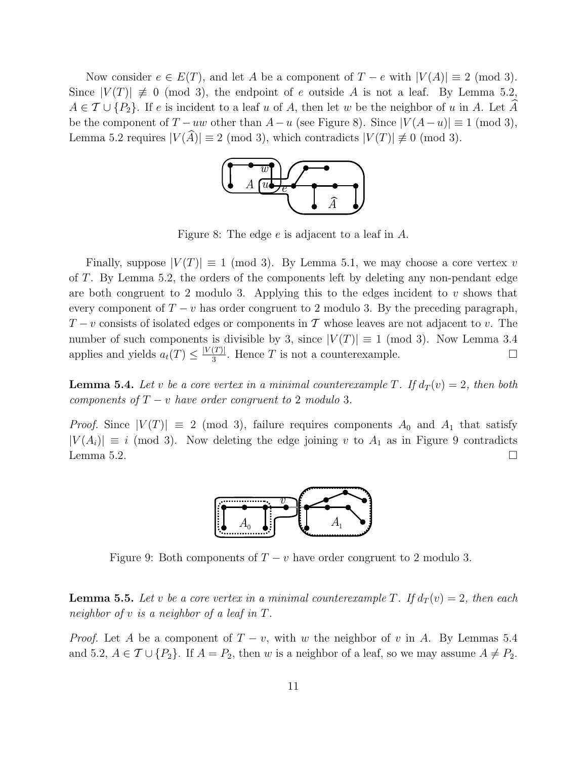Now consider $e \in E(T)$, and let $A$ be a component of $T - e$ with $|V(A)| \equiv 2 \pmod 3$. Since $|V(T)| \not\equiv 0 \pmod 3$, the endpoint of $e$ outside $A$ is not a leaf. By Lemma 5.2, $A \in \mathcal{T} \cup \{P_2\}$. If $e$ is incident to a leaf $u$ of $A$, then let $w$ be the neighbor of $u$ in $A$. Let $\widehat{A}$ be the component of $T - uw$ other than $A - u$ (see Figure 8). Since $|V(A-u)| \equiv 1 \pmod 3$, Lemma 5.2 requires $|V(\widehat{A})| \equiv 2 \pmod 3$, which contradicts $|V(T)| \not\equiv 0 \pmod 3$.

Figure 8: The edge $e$ is adjacent to a leaf in $A$.

Finally, suppose $|V(T)| \equiv 1 \pmod 3$. By Lemma 5.1, we may choose a core vertex $v$ of $T$. By Lemma 5.2, the orders of the components left by deleting any non-pendant edge are both congruent to 2 modulo 3. Applying this to the edges incident to $v$ shows that every component of $T - v$ has order congruent to 2 modulo 3. By the preceding paragraph, $T - v$ consists of isolated edges or components in $\mathcal{T}$ whose leaves are not adjacent to $v$. The number of such components is divisible by 3, since $|V(T)| \equiv 1 \pmod 3$. Now Lemma 3.4 applies and yields $a_t(T) \le \frac{|V(T)|}{3}$. Hence $T$ is not a counterexample. $\square$

**Lemma 5.4.** *Let $v$ be a core vertex in a minimal counterexample $T$. If $d_T(v) = 2$, then both components of $T - v$ have order congruent to 2 modulo 3.*

*Proof.* Since $|V(T)| \equiv 2 \pmod 3$, failure requires components $A_0$ and $A_1$ that satisfy $|V(A_i)| \equiv i \pmod 3$. Now deleting the edge joining $v$ to $A_1$ as in Figure 9 contradicts Lemma 5.2. $\square$

Figure 9: Both components of $T - v$ have order congruent to 2 modulo 3.

**Lemma 5.5.** *Let $v$ be a core vertex in a minimal counterexample $T$. If $d_T(v) = 2$, then each neighbor of $v$ is a neighbor of a leaf in $T$.*

*Proof.* Let $A$ be a component of $T - v$, with $w$ the neighbor of $v$ in $A$. By Lemmas 5.4 and 5.2, $A \in \mathcal{T} \cup \{P_2\}$. If $A = P_2$, then $w$ is a neighbor of a leaf, so we may assume $A \neq P_2$.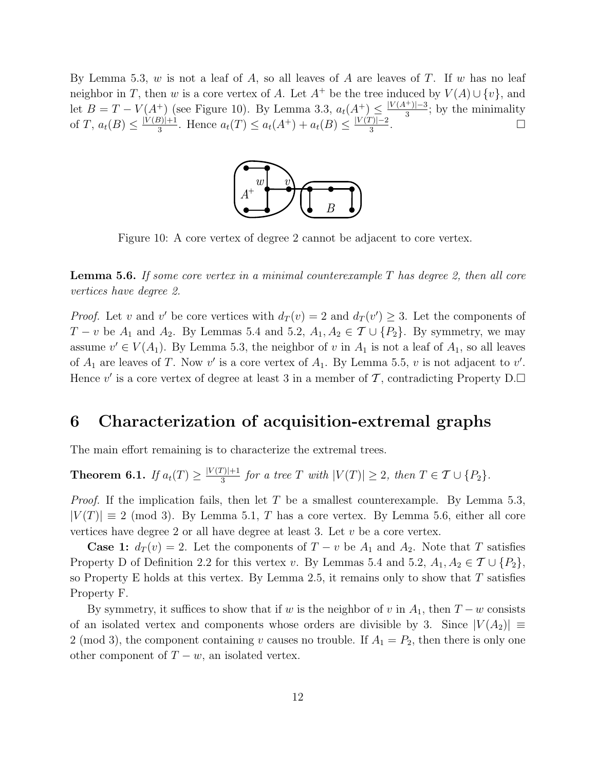By Lemma 5.3, $w$ is not a leaf of $A$, so all leaves of $A$ are leaves of $T$. If $w$ has no leaf neighbor in $T$, then $w$ is a core vertex of $A$. Let $A^+$ be the tree induced by $V(A) \cup \{v\}$, and let $B = T - V(A^+)$ (see Figure 10). By Lemma 3.3, $a_t(A^+) \le \frac{|V(A^+)|-3}{3}$; by the minimality of $T$, $a_t(B) \le \frac{|V(B)|+1}{3}$. Hence $a_t(T) \le a_t(A^+) + a_t(B) \le \frac{|V(T)|-2}{3}$. □

Figure 10: A core vertex of degree 2 cannot be adjacent to core vertex.

**Lemma 5.6.** *If some core vertex in a minimal counterexample $T$ has degree 2, then all core vertices have degree 2.*

*Proof.* Let $v$ and $v'$ be core vertices with $d_T(v) = 2$ and $d_T(v') \ge 3$. Let the components of $T - v$ be $A_1$ and $A_2$. By Lemmas 5.4 and 5.2, $A_1, A_2 \in \mathcal{T} \cup \{P_2\}$. By symmetry, we may assume $v' \in V(A_1)$. By Lemma 5.3, the neighbor of $v$ in $A_1$ is not a leaf of $A_1$, so all leaves of $A_1$ are leaves of $T$. Now $v'$ is a core vertex of $A_1$. By Lemma 5.5, $v$ is not adjacent to $v'$. Hence $v'$ is a core vertex of degree at least 3 in a member of $\mathcal{T}$, contradicting Property D. □

# 6 Characterization of acquisition-extremal graphs

The main effort remaining is to characterize the extremal trees.

**Theorem 6.1.** *If $a_t(T) \ge \frac{|V(T)|+1}{3}$ for a tree $T$ with $|V(T)| \ge 2$, then $T \in \mathcal{T} \cup \{P_2\}$.*

*Proof.* If the implication fails, then let $T$ be a smallest counterexample. By Lemma 5.3, $|V(T)| \equiv 2 \pmod 3$. By Lemma 5.1, $T$ has a core vertex. By Lemma 5.6, either all core vertices have degree 2 or all have degree at least 3. Let $v$ be a core vertex.

**Case 1:** $d_T(v) = 2$. Let the components of $T - v$ be $A_1$ and $A_2$. Note that $T$ satisfies Property D of Definition 2.2 for this vertex $v$. By Lemmas 5.4 and 5.2, $A_1, A_2 \in \mathcal{T} \cup \{P_2\}$, so Property E holds at this vertex. By Lemma 2.5, it remains only to show that $T$ satisfies Property F.

By symmetry, it suffices to show that if $w$ is the neighbor of $v$ in $A_1$, then $T - w$ consists of an isolated vertex and components whose orders are divisible by 3. Since $|V(A_2)| \equiv 2 \pmod 3$, the component containing $v$ causes no trouble. If $A_1 = P_2$, then there is only one other component of $T - w$, an isolated vertex.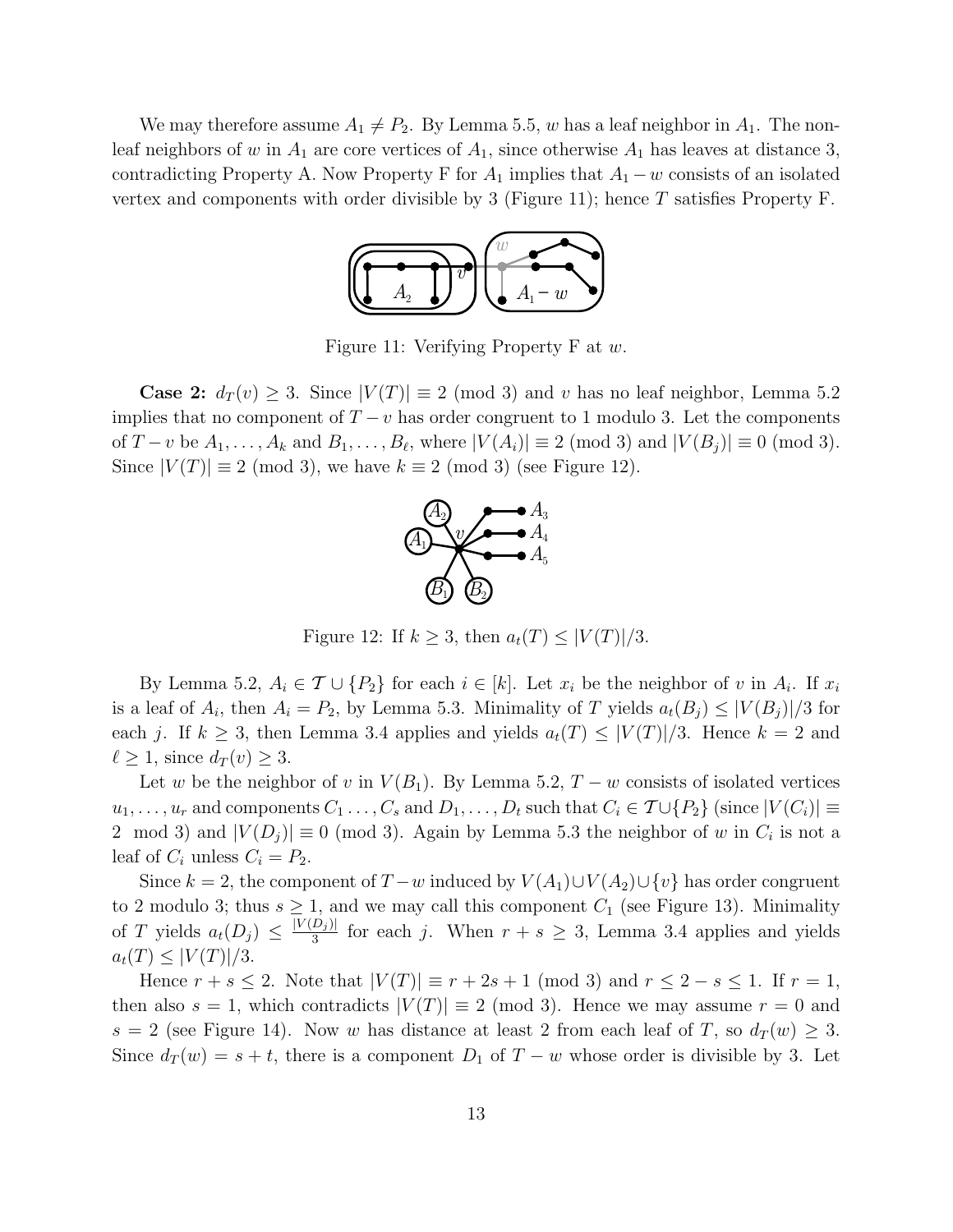We may therefore assume $A_1 \neq P_2$. By Lemma 5.5, $w$ has a leaf neighbor in $A_1$. The non-leaf neighbors of $w$ in $A_1$ are core vertices of $A_1$, since otherwise $A_1$ has leaves at distance 3, contradicting Property A. Now Property F for $A_1$ implies that $A_1 - w$ consists of an isolated vertex and components with order divisible by 3 (Figure 11); hence $T$ satisfies Property F.

Figure 11: Verifying Property F at $w$.

**Case 2:** $d_T(v) \geq 3$. Since $|V(T)| \equiv 2 \pmod 3$ and $v$ has no leaf neighbor, Lemma 5.2 implies that no component of $T - v$ has order congruent to 1 modulo 3. Let the components of $T - v$ be $A_1, \ldots, A_k$ and $B_1, \ldots, B_\ell$, where $|V(A_i)| \equiv 2 \pmod 3$ and $|V(B_j)| \equiv 0 \pmod 3$. Since $|V(T)| \equiv 2 \pmod 3$, we have $k \equiv 2 \pmod 3$ (see Figure 12).

Figure 12: If $k \geq 3$, then $a_t(T) \leq |V(T)|/3$.

By Lemma 5.2, $A_i \in \mathcal{T} \cup \{P_2\}$ for each $i \in [k]$. Let $x_i$ be the neighbor of $v$ in $A_i$. If $x_i$ is a leaf of $A_i$, then $A_i = P_2$, by Lemma 5.3. Minimality of $T$ yields $a_t(B_j) \leq |V(B_j)|/3$ for each $j$. If $k \geq 3$, then Lemma 3.4 applies and yields $a_t(T) \leq |V(T)|/3$. Hence $k = 2$ and $\ell \geq 1$, since $d_T(v) \geq 3$.

Let $w$ be the neighbor of $v$ in $V(B_1)$. By Lemma 5.2, $T - w$ consists of isolated vertices $u_1, \ldots, u_r$ and components $C_1 \ldots, C_s$ and $D_1, \ldots, D_t$ such that $C_i \in \mathcal{T} \cup \{P_2\}$ (since $|V(C_i)| \equiv 2 \mod 3$) and $|V(D_j)| \equiv 0 \pmod 3$. Again by Lemma 5.3 the neighbor of $w$ in $C_i$ is not a leaf of $C_i$ unless $C_i = P_2$.

Since $k = 2$, the component of $T - w$ induced by $V(A_1) \cup V(A_2) \cup \{v\}$ has order congruent to 2 modulo 3; thus $s \geq 1$, and we may call this component $C_1$ (see Figure 13). Minimality of $T$ yields $a_t(D_j) \leq \frac{|V(D_j)|}{3}$ for each $j$. When $r + s \geq 3$, Lemma 3.4 applies and yields $a_t(T) \leq |V(T)|/3$.

Hence $r + s \leq 2$. Note that $|V(T)| \equiv r + 2s + 1 \pmod 3$ and $r \leq 2 - s \leq 1$. If $r = 1$, then also $s = 1$, which contradicts $|V(T)| \equiv 2 \pmod 3$. Hence we may assume $r = 0$ and $s = 2$ (see Figure 14). Now $w$ has distance at least 2 from each leaf of $T$, so $d_T(w) \geq 3$. Since $d_T(w) = s + t$, there is a component $D_1$ of $T - w$ whose order is divisible by 3. Let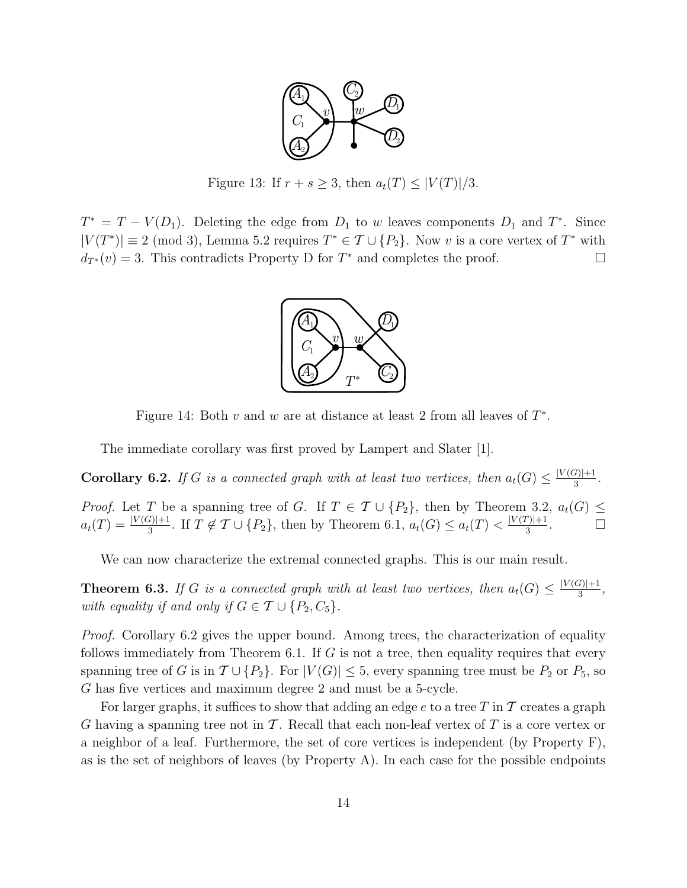Figure 13: If $r + s \geq 3$, then $a_t(T) \leq |V(T)|/3$.

$T^* = T - V(D_1)$. Deleting the edge from $D_1$ to $w$ leaves components $D_1$ and $T^*$. Since $|V(T^*)| \equiv 2 \pmod 3$, Lemma 5.2 requires $T^* \in \mathcal{T} \cup \{P_2\}$. Now $v$ is a core vertex of $T^*$ with $d_{T^*}(v) = 3$. This contradicts Property D for $T^*$ and completes the proof. □

Figure 14: Both $v$ and $w$ are at distance at least 2 from all leaves of $T^*$.

The immediate corollary was first proved by Lampert and Slater [1].

**Corollary 6.2.** *If $G$ is a connected graph with at least two vertices, then $a_t(G) \leq \frac{|V(G)|+1}{3}$.*

*Proof.* Let $T$ be a spanning tree of $G$. If $T \in \mathcal{T} \cup \{P_2\}$, then by Theorem 3.2, $a_t(G) \leq a_t(T) = \frac{|V(G)|+1}{3}$. If $T \notin \mathcal{T} \cup \{P_2\}$, then by Theorem 6.1, $a_t(G) \leq a_t(T) < \frac{|V(T)|+1}{3}$. □

We can now characterize the extremal connected graphs. This is our main result.

**Theorem 6.3.** *If $G$ is a connected graph with at least two vertices, then $a_t(G) \leq \frac{|V(G)|+1}{3}$, with equality if and only if $G \in \mathcal{T} \cup \{P_2, C_5\}$.*

*Proof.* Corollary 6.2 gives the upper bound. Among trees, the characterization of equality follows immediately from Theorem 6.1. If $G$ is not a tree, then equality requires that every spanning tree of $G$ is in $\mathcal{T} \cup \{P_2\}$. For $|V(G)| \leq 5$, every spanning tree must be $P_2$ or $P_5$, so $G$ has five vertices and maximum degree 2 and must be a 5-cycle.

For larger graphs, it suffices to show that adding an edge $e$ to a tree $T$ in $\mathcal{T}$ creates a graph $G$ having a spanning tree not in $\mathcal{T}$. Recall that each non-leaf vertex of $T$ is a core vertex or a neighbor of a leaf. Furthermore, the set of core vertices is independent (by Property F), as is the set of neighbors of leaves (by Property A). In each case for the possible endpoints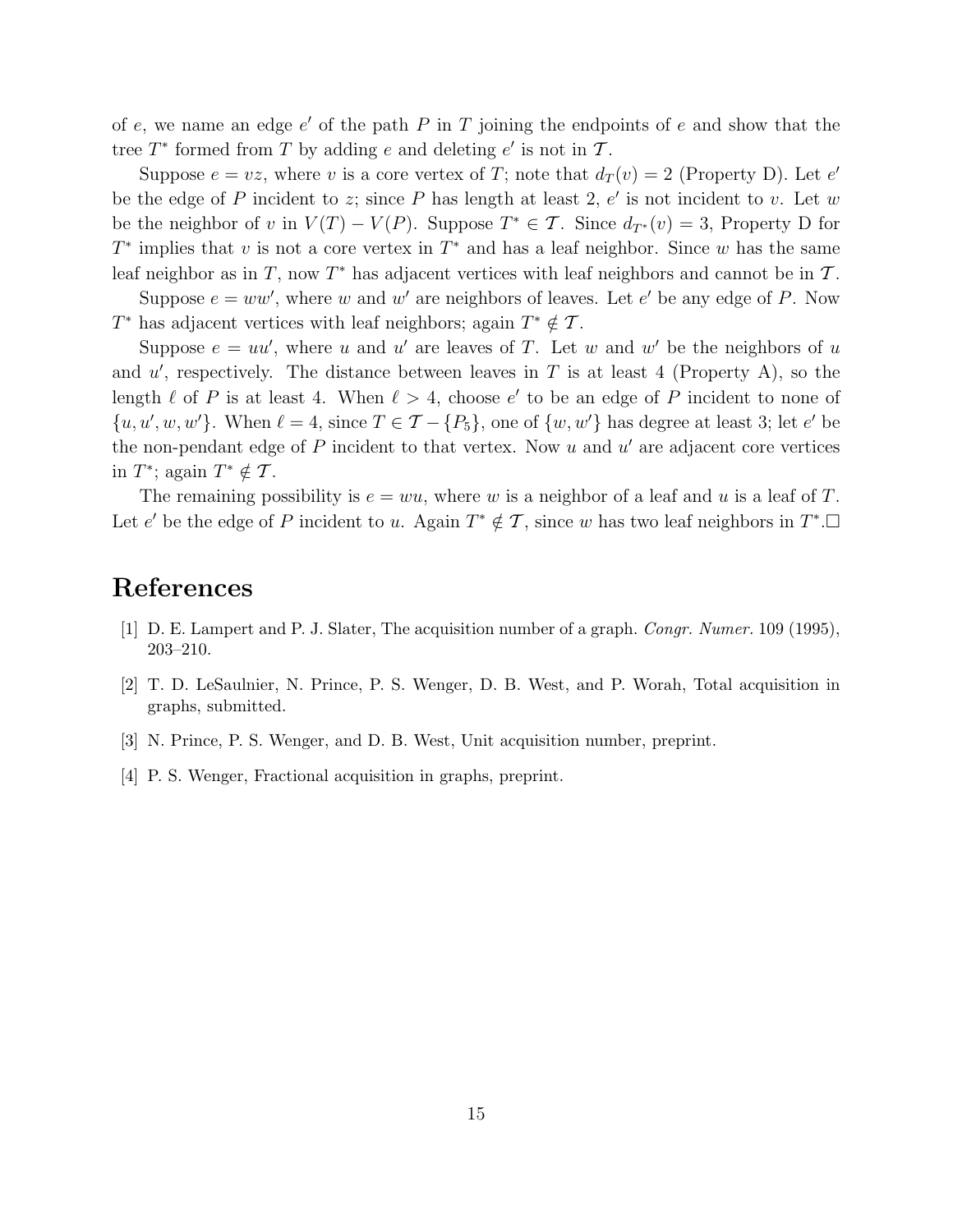of $e$, we name an edge $e'$ of the path $P$ in $T$ joining the endpoints of $e$ and show that the tree $T^*$ formed from $T$ by adding $e$ and deleting $e'$ is not in $\mathcal{T}$.

Suppose $e = vz$, where $v$ is a core vertex of $T$; note that $d_T(v) = 2$ (Property D). Let $e'$ be the edge of $P$ incident to $z$; since $P$ has length at least 2, $e'$ is not incident to $v$. Let $w$ be the neighbor of $v$ in $V(T) - V(P)$. Suppose $T^* \in \mathcal{T}$. Since $d_{T^*}(v) = 3$, Property D for $T^*$ implies that $v$ is not a core vertex in $T^*$ and has a leaf neighbor. Since $w$ has the same leaf neighbor as in $T$, now $T^*$ has adjacent vertices with leaf neighbors and cannot be in $\mathcal{T}$.

Suppose $e = ww'$, where $w$ and $w'$ are neighbors of leaves. Let $e'$ be any edge of $P$. Now $T^*$ has adjacent vertices with leaf neighbors; again $T^* \notin \mathcal{T}$.

Suppose $e = uu'$, where $u$ and $u'$ are leaves of $T$. Let $w$ and $w'$ be the neighbors of $u$ and $u'$, respectively. The distance between leaves in $T$ is at least 4 (Property A), so the length $\ell$ of $P$ is at least 4. When $\ell > 4$, choose $e'$ to be an edge of $P$ incident to none of $\{u, u', w, w'\}$. When $\ell = 4$, since $T \in \mathcal{T} - \{P_5\}$, one of $\{w, w'\}$ has degree at least 3; let $e'$ be the non-pendant edge of $P$ incident to that vertex. Now $u$ and $u'$ are adjacent core vertices in $T^*$; again $T^* \notin \mathcal{T}$.

The remaining possibility is $e = wu$, where $w$ is a neighbor of a leaf and $u$ is a leaf of $T$. Let $e'$ be the edge of $P$ incident to $u$. Again $T^* \notin \mathcal{T}$, since $w$ has two leaf neighbors in $T^*$.□

## References

[1] D. E. Lampert and P. J. Slater, The acquisition number of a graph. *Congr. Numer.* 109 (1995), 203–210.

[2] T. D. LeSaulnier, N. Prince, P. S. Wenger, D. B. West, and P. Worah, Total acquisition in graphs, submitted.

[3] N. Prince, P. S. Wenger, and D. B. West, Unit acquisition number, preprint.

[4] P. S. Wenger, Fractional acquisition in graphs, preprint.